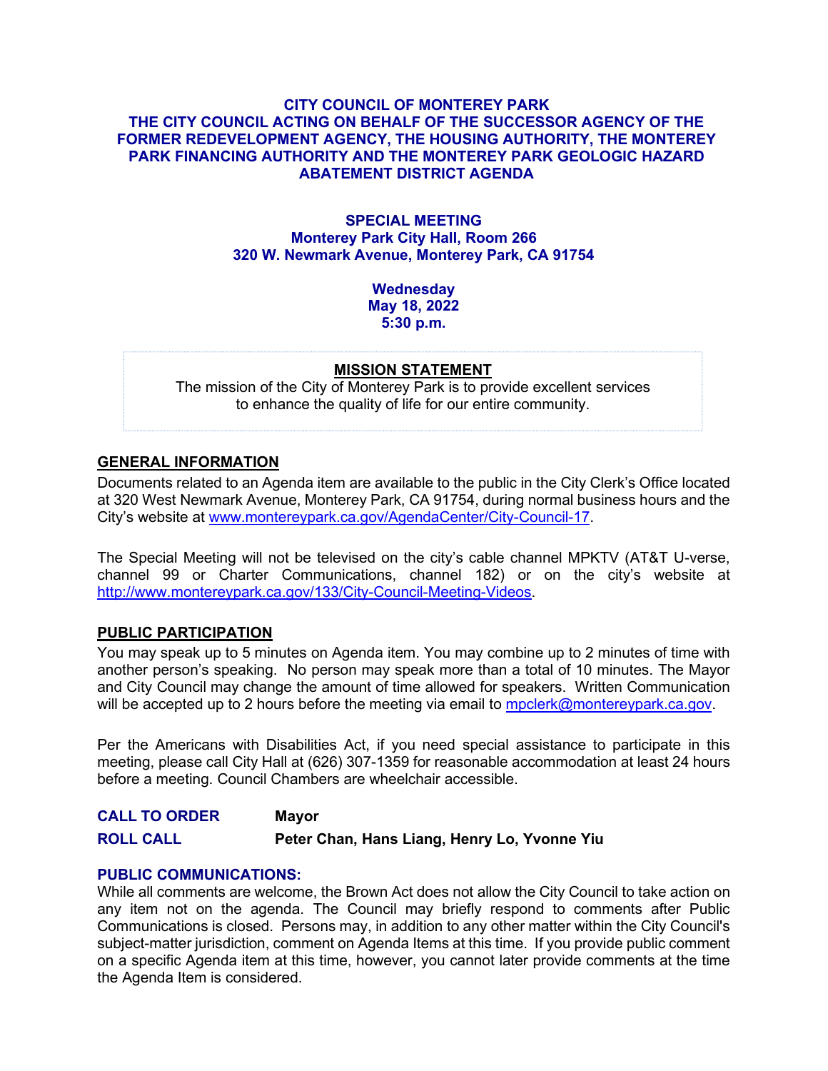# CITY COUNCIL OF MONTEREY PARK
# THE CITY COUNCIL ACTING ON BEHALF OF THE SUCCESSOR AGENCY OF THE FORMER REDEVELOPMENT AGENCY, THE HOUSING AUTHORITY, THE MONTEREY PARK FINANCING AUTHORITY AND THE MONTEREY PARK GEOLOGIC HAZARD ABATEMENT DISTRICT AGENDA

**SPECIAL MEETING**
**Monterey Park City Hall, Room 266**
**320 W. Newmark Avenue, Monterey Park, CA 91754**

**Wednesday**
**May 18, 2022**
**5:30 p.m.**

**MISSION STATEMENT**

The mission of the City of Monterey Park is to provide excellent services to enhance the quality of life for our entire community.

## GENERAL INFORMATION

Documents related to an Agenda item are available to the public in the City Clerk's Office located at 320 West Newmark Avenue, Monterey Park, CA 91754, during normal business hours and the City's website at www.montereypark.ca.gov/AgendaCenter/City-Council-17.

The Special Meeting will not be televised on the city's cable channel MPKTV (AT&T U-verse, channel 99 or Charter Communications, channel 182) or on the city's website at http://www.montereypark.ca.gov/133/City-Council-Meeting-Videos.

## PUBLIC PARTICIPATION

You may speak up to 5 minutes on Agenda item. You may combine up to 2 minutes of time with another person's speaking. No person may speak more than a total of 10 minutes. The Mayor and City Council may change the amount of time allowed for speakers. Written Communication will be accepted up to 2 hours before the meeting via email to mpclerk@montereypark.ca.gov.

Per the Americans with Disabilities Act, if you need special assistance to participate in this meeting, please call City Hall at (626) 307-1359 for reasonable accommodation at least 24 hours before a meeting. Council Chambers are wheelchair accessible.

**CALL TO ORDER** **Mayor**

**ROLL CALL** **Peter Chan, Hans Liang, Henry Lo, Yvonne Yiu**

## PUBLIC COMMUNICATIONS:

While all comments are welcome, the Brown Act does not allow the City Council to take action on any item not on the agenda. The Council may briefly respond to comments after Public Communications is closed. Persons may, in addition to any other matter within the City Council's subject-matter jurisdiction, comment on Agenda Items at this time. If you provide public comment on a specific Agenda item at this time, however, you cannot later provide comments at the time the Agenda Item is considered.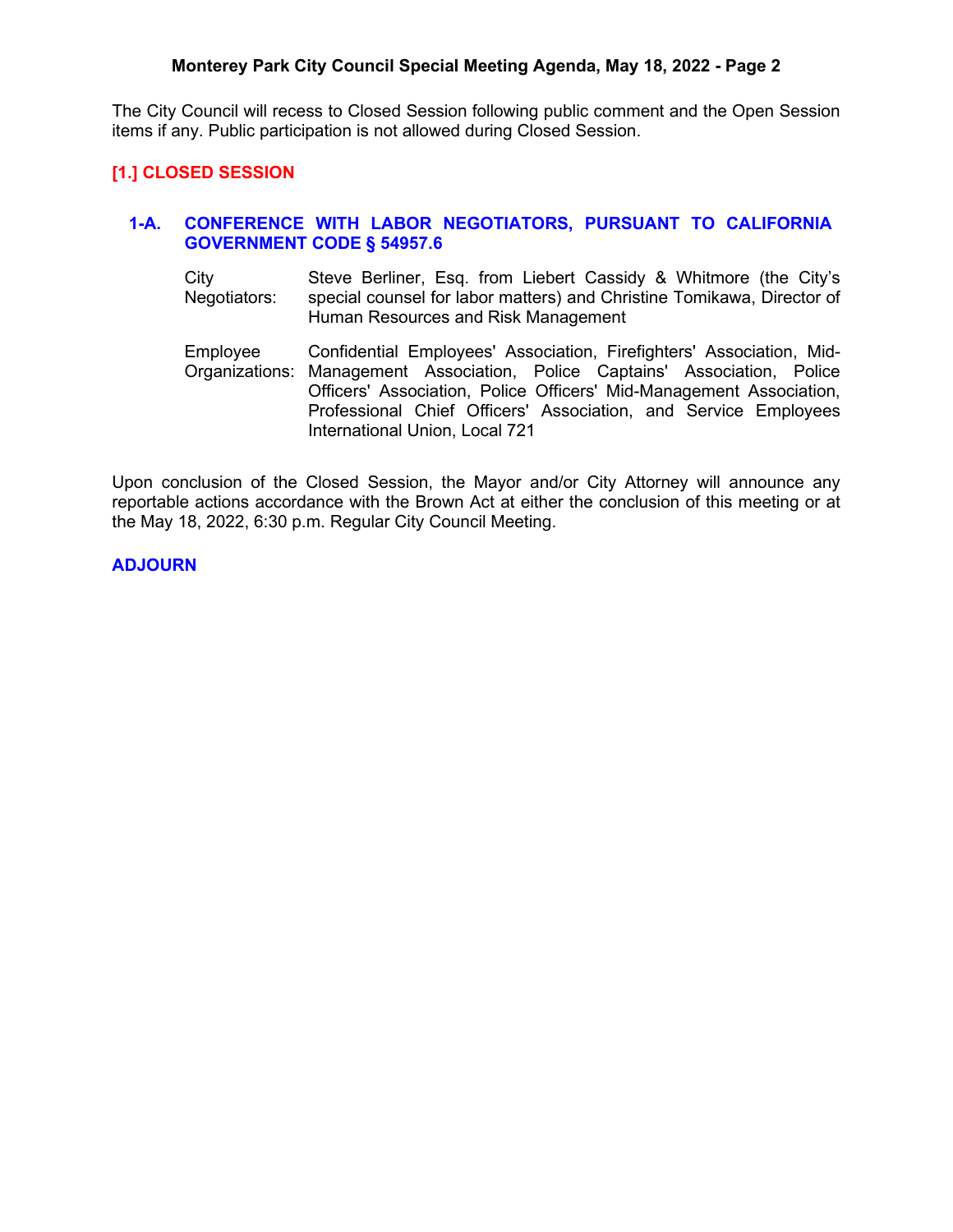The City Council will recess to Closed Session following public comment and the Open Session items if any. Public participation is not allowed during Closed Session.

## [1.] CLOSED SESSION

### 1-A. CONFERENCE WITH LABOR NEGOTIATORS, PURSUANT TO CALIFORNIA GOVERNMENT CODE § 54957.6

City Negotiators: Steve Berliner, Esq. from Liebert Cassidy & Whitmore (the City's special counsel for labor matters) and Christine Tomikawa, Director of Human Resources and Risk Management

Employee Organizations: Confidential Employees' Association, Firefighters' Association, Mid-Management Association, Police Captains' Association, Police Officers' Association, Police Officers' Mid-Management Association, Professional Chief Officers' Association, and Service Employees International Union, Local 721

Upon conclusion of the Closed Session, the Mayor and/or City Attorney will announce any reportable actions accordance with the Brown Act at either the conclusion of this meeting or at the May 18, 2022, 6:30 p.m. Regular City Council Meeting.

## ADJOURN